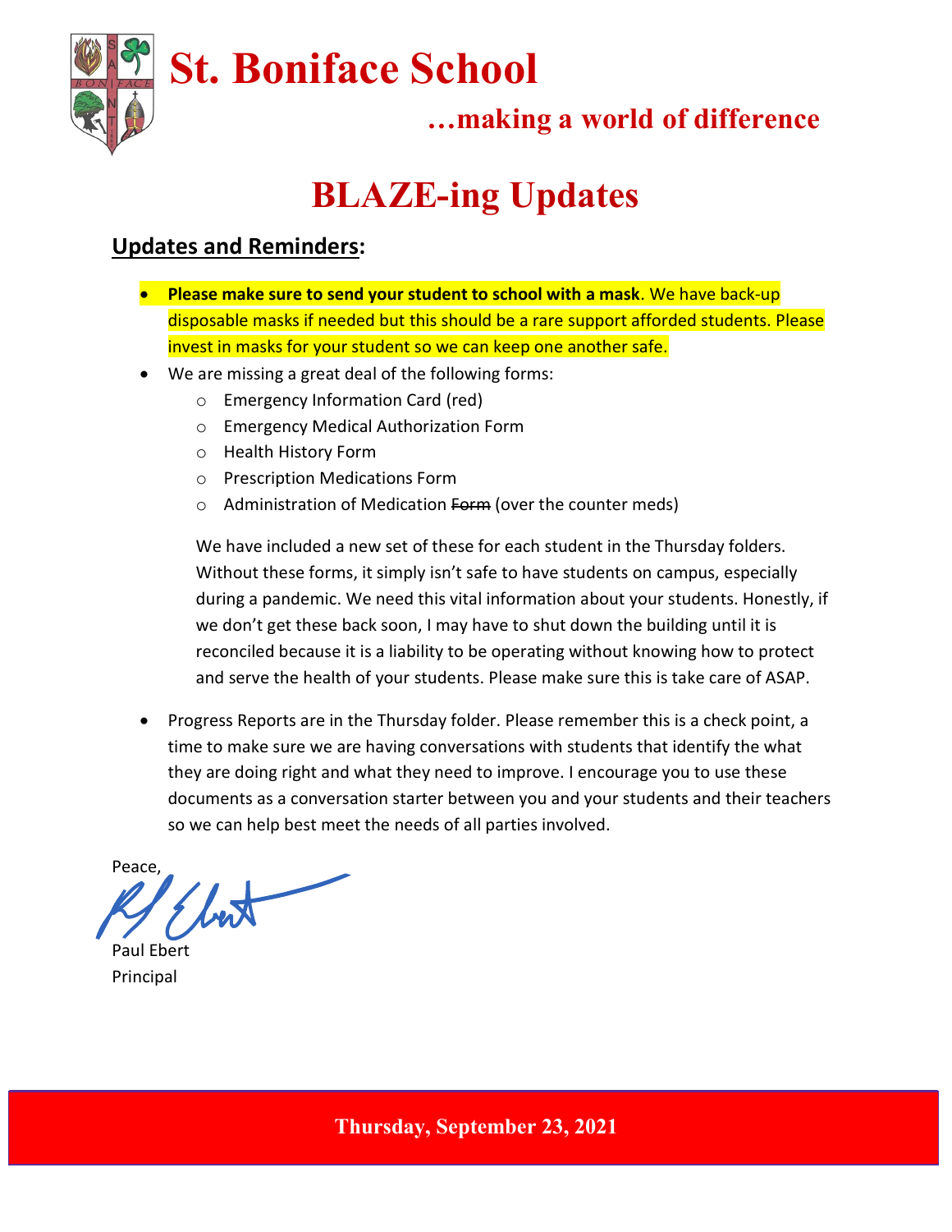# St. Boniface School

**…making a world of difference**

# BLAZE-ing Updates

## Updates and Reminders:

- **Please make sure to send your student to school with a mask**. We have back-up disposable masks if needed but this should be a rare support afforded students. Please invest in masks for your student so we can keep one another safe.
- We are missing a great deal of the following forms:
  - Emergency Information Card (red)
  - Emergency Medical Authorization Form
  - Health History Form
  - Prescription Medications Form
  - Administration of Medication ~~Form~~ (over the counter meds)

  We have included a new set of these for each student in the Thursday folders. Without these forms, it simply isn't safe to have students on campus, especially during a pandemic. We need this vital information about your students. Honestly, if we don't get these back soon, I may have to shut down the building until it is reconciled because it is a liability to be operating without knowing how to protect and serve the health of your students. Please make sure this is take care of ASAP.

- Progress Reports are in the Thursday folder. Please remember this is a check point, a time to make sure we are having conversations with students that identify the what they are doing right and what they need to improve. I encourage you to use these documents as a conversation starter between you and your students and their teachers so we can help best meet the needs of all parties involved.

Peace,

Paul Ebert
Principal

**Thursday, September 23, 2021**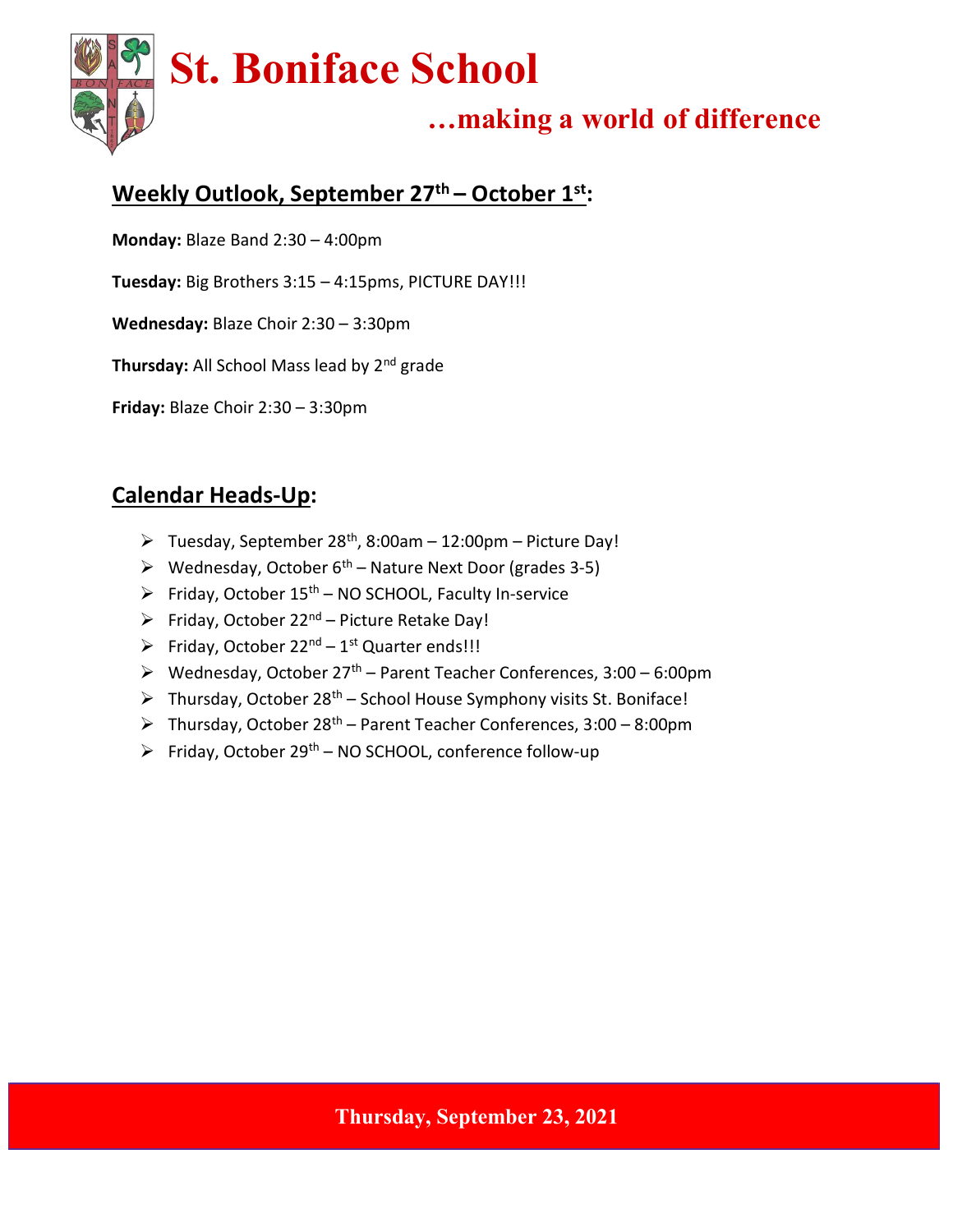# St. Boniface School

## …making a world of difference

## Weekly Outlook, September 27th – October 1st:

**Monday:** Blaze Band 2:30 – 4:00pm

**Tuesday:** Big Brothers 3:15 – 4:15pms, PICTURE DAY!!!

**Wednesday:** Blaze Choir 2:30 – 3:30pm

**Thursday:** All School Mass lead by 2nd grade

**Friday:** Blaze Choir 2:30 – 3:30pm

## Calendar Heads-Up:

- Tuesday, September 28th, 8:00am – 12:00pm – Picture Day!
- Wednesday, October 6th – Nature Next Door (grades 3-5)
- Friday, October 15th – NO SCHOOL, Faculty In-service
- Friday, October 22nd – Picture Retake Day!
- Friday, October 22nd – 1st Quarter ends!!!
- Wednesday, October 27th – Parent Teacher Conferences, 3:00 – 6:00pm
- Thursday, October 28th – School House Symphony visits St. Boniface!
- Thursday, October 28th – Parent Teacher Conferences, 3:00 – 8:00pm
- Friday, October 29th – NO SCHOOL, conference follow-up

**Thursday, September 23, 2021**